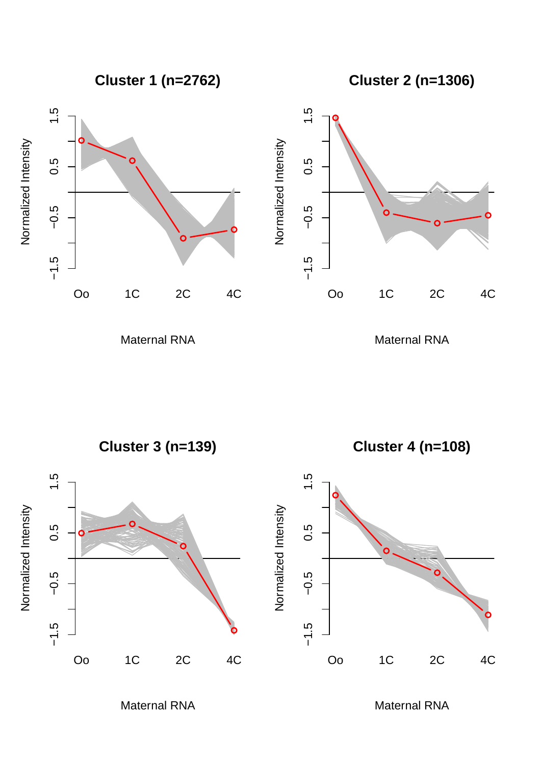**Cluster 1 (n=2762)**

Normalized Intensity

Maternal RNA

Oo 1C 2C 4C

**Cluster 2 (n=1306)**

Normalized Intensity

Maternal RNA

Oo 1C 2C 4C

**Cluster 3 (n=139)**

Normalized Intensity

Maternal RNA

Oo 1C 2C 4C

**Cluster 4 (n=108)**

Normalized Intensity

Maternal RNA

Oo 1C 2C 4C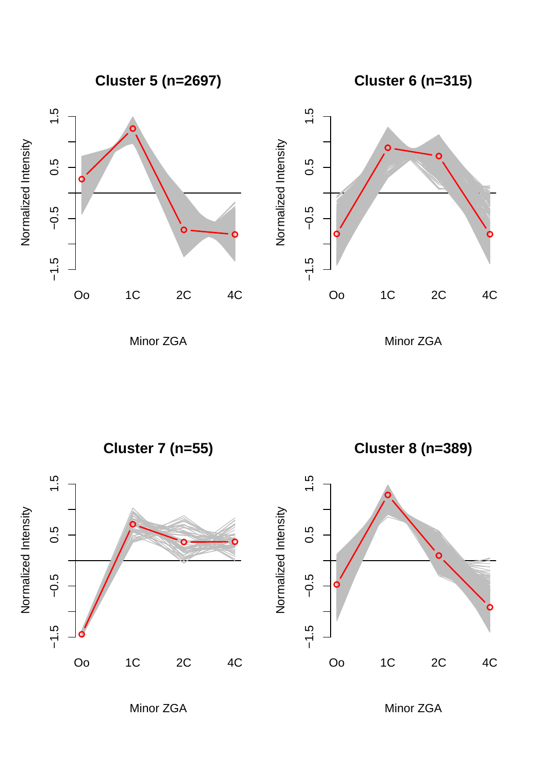**Cluster 5 (n=2697)**

Normalized Intensity

Minor ZGA

Oo 1C 2C 4C

**Cluster 6 (n=315)**

Normalized Intensity

Minor ZGA

Oo 1C 2C 4C

**Cluster 7 (n=55)**

Normalized Intensity

Minor ZGA

Oo 1C 2C 4C

**Cluster 8 (n=389)**

Normalized Intensity

Minor ZGA

Oo 1C 2C 4C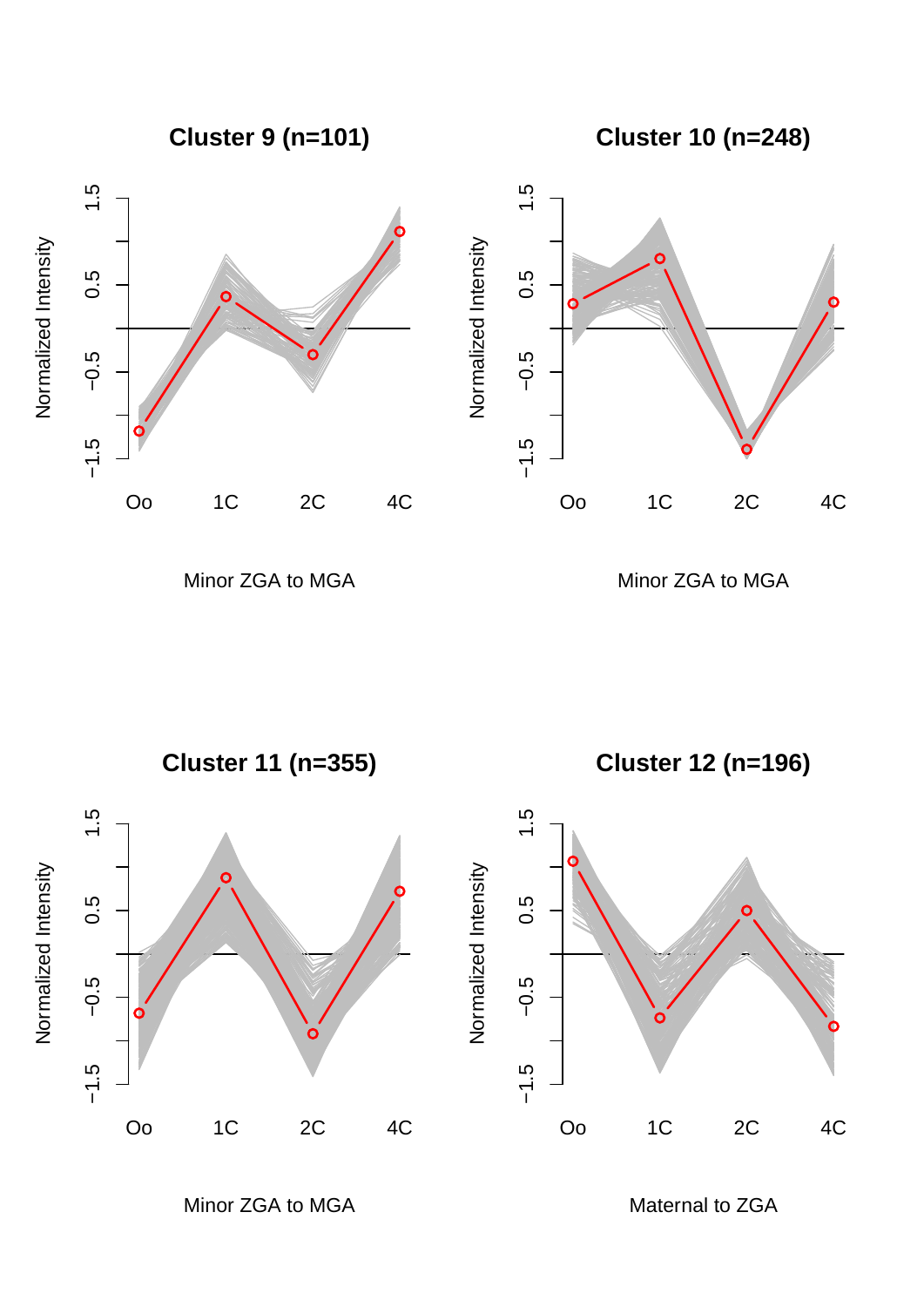## Cluster 9 (n=101)

Normalized Intensity

Oo 1C 2C 4C

Minor ZGA to MGA

## Cluster 10 (n=248)

Normalized Intensity

Oo 1C 2C 4C

Minor ZGA to MGA

## Cluster 11 (n=355)

Normalized Intensity

Oo 1C 2C 4C

Minor ZGA to MGA

## Cluster 12 (n=196)

Normalized Intensity

Oo 1C 2C 4C

Maternal to ZGA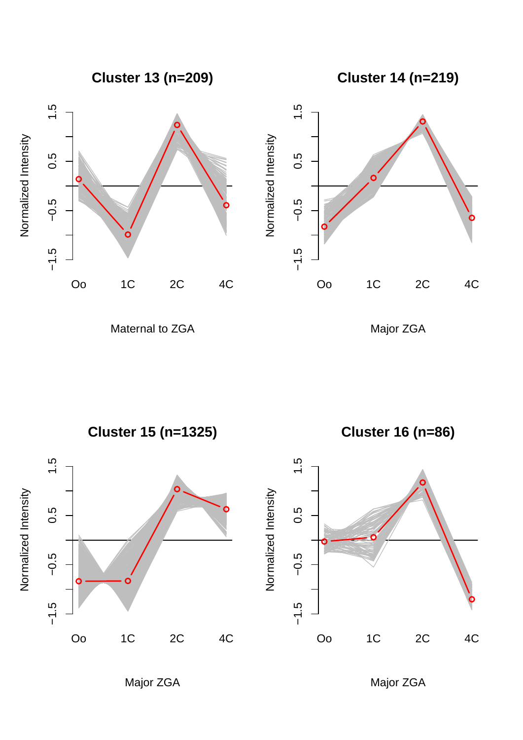## Cluster 13 (n=209)

Normalized Intensity

Oo 1C 2C 4C

Maternal to ZGA

## Cluster 14 (n=219)

Normalized Intensity

Oo 1C 2C 4C

Major ZGA

## Cluster 15 (n=1325)

Normalized Intensity

Oo 1C 2C 4C

Major ZGA

## Cluster 16 (n=86)

Normalized Intensity

Oo 1C 2C 4C

Major ZGA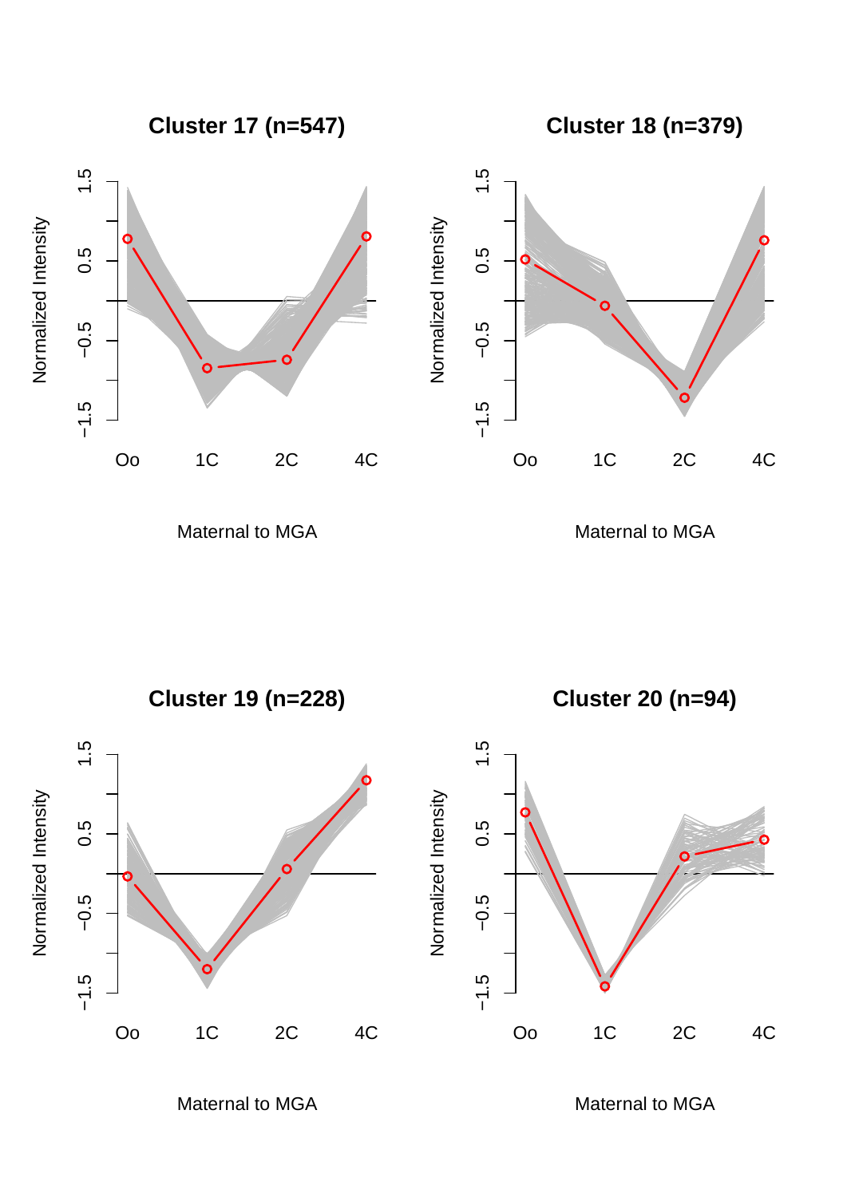**Cluster 17 (n=547)**

Normalized Intensity

Oo 1C 2C 4C

Maternal to MGA

**Cluster 18 (n=379)**

Normalized Intensity

Oo 1C 2C 4C

Maternal to MGA

**Cluster 19 (n=228)**

Normalized Intensity

Oo 1C 2C 4C

Maternal to MGA

**Cluster 20 (n=94)**

Normalized Intensity

Oo 1C 2C 4C

Maternal to MGA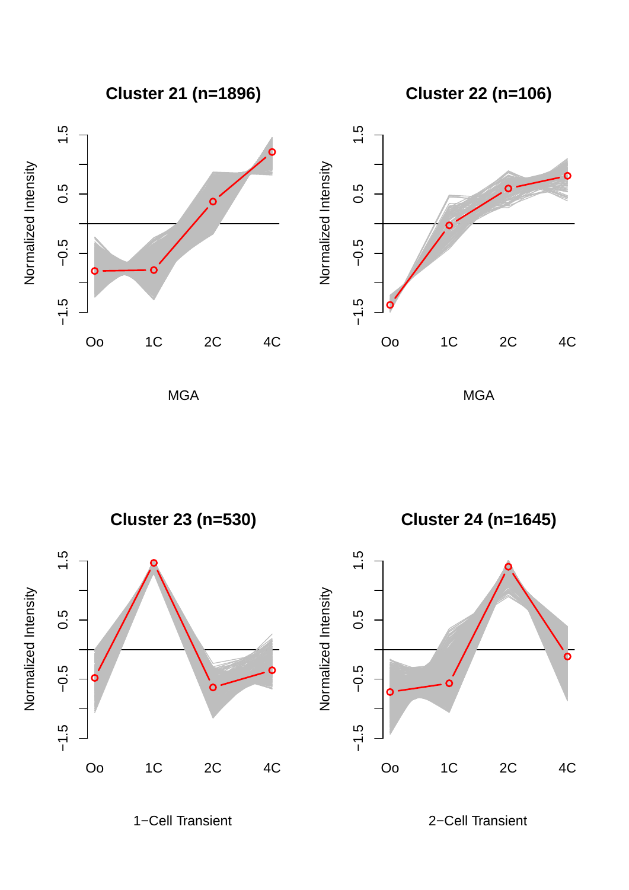## Cluster 21 (n=1896)

Normalized Intensity

Oo 1C 2C 4C

MGA

## Cluster 22 (n=106)

Normalized Intensity

Oo 1C 2C 4C

MGA

## Cluster 23 (n=530)

Normalized Intensity

Oo 1C 2C 4C

1−Cell Transient

## Cluster 24 (n=1645)

Normalized Intensity

Oo 1C 2C 4C

2−Cell Transient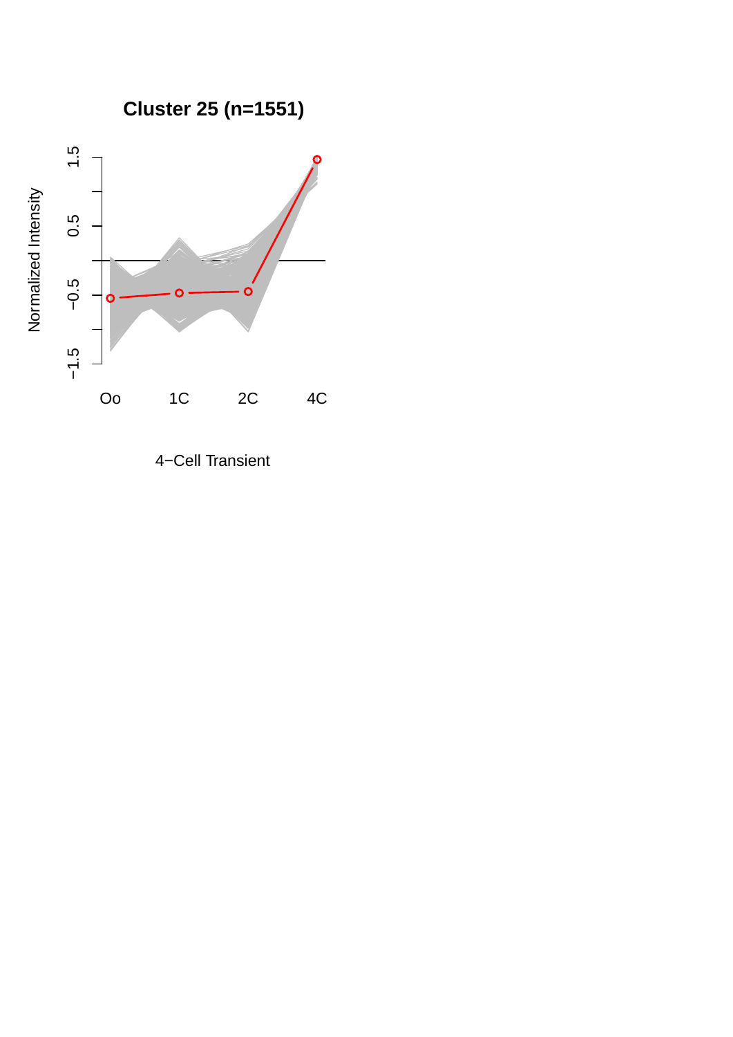**Cluster 25 (n=1551)**

Normalized Intensity

1.5

0.5

−0.5

−1.5

Oo

1C

2C

4C

4−Cell Transient